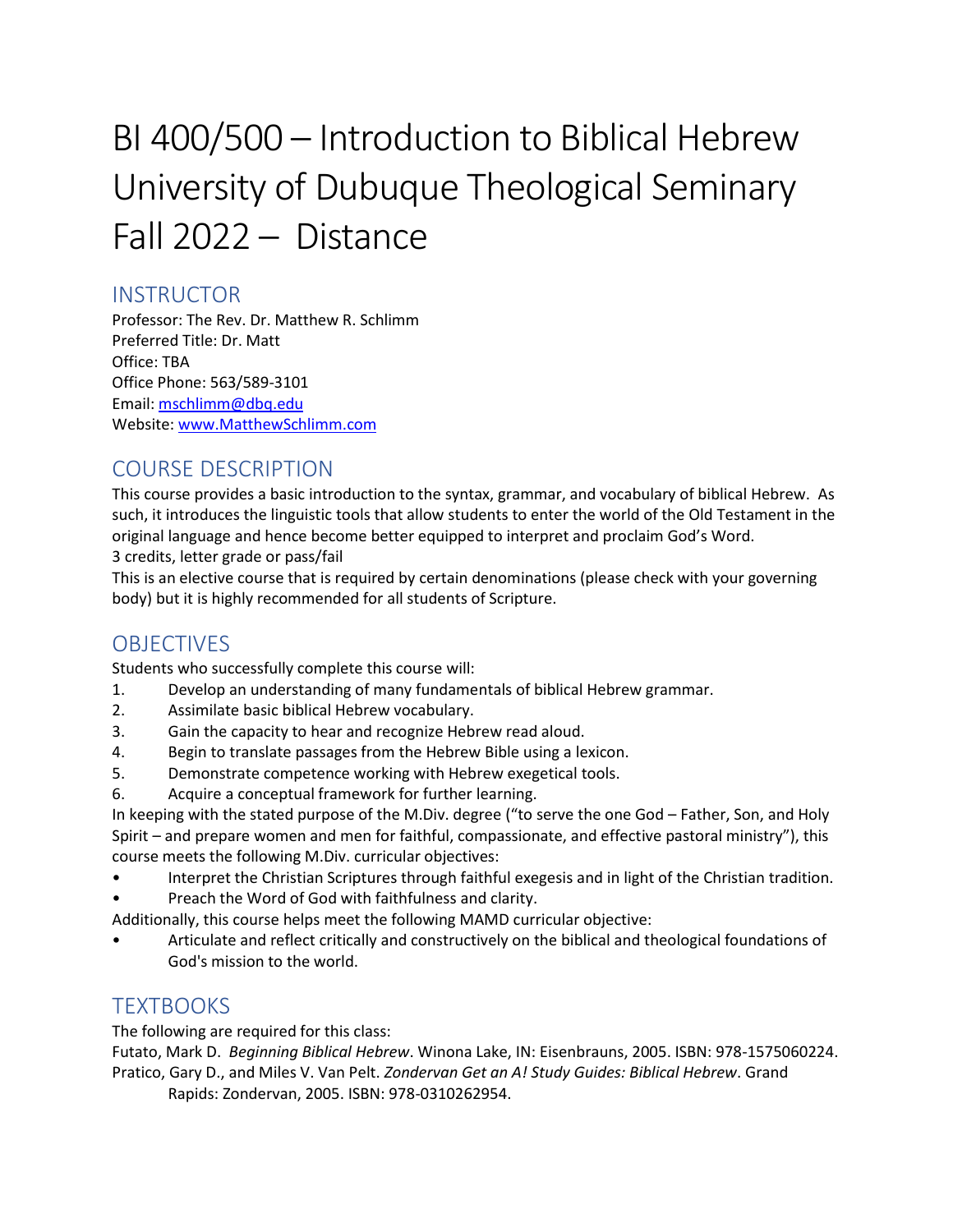# BI 400/500 – Introduction to Biblical Hebrew University of Dubuque Theological Seminary Fall 2022 – Distance

## INSTRUCTOR

Professor: The Rev. Dr. Matthew R. Schlimm
Preferred Title: Dr. Matt
Office: TBA
Office Phone: 563/589-3101
Email: [mschlimm@dbq.edu](mailto:mschlimm@dbq.edu)
Website: [www.MatthewSchlimm.com](http://www.MatthewSchlimm.com)

## COURSE DESCRIPTION

This course provides a basic introduction to the syntax, grammar, and vocabulary of biblical Hebrew. As such, it introduces the linguistic tools that allow students to enter the world of the Old Testament in the original language and hence become better equipped to interpret and proclaim God's Word.
3 credits, letter grade or pass/fail
This is an elective course that is required by certain denominations (please check with your governing body) but it is highly recommended for all students of Scripture.

## OBJECTIVES

Students who successfully complete this course will:

1. Develop an understanding of many fundamentals of biblical Hebrew grammar.
2. Assimilate basic biblical Hebrew vocabulary.
3. Gain the capacity to hear and recognize Hebrew read aloud.
4. Begin to translate passages from the Hebrew Bible using a lexicon.
5. Demonstrate competence working with Hebrew exegetical tools.
6. Acquire a conceptual framework for further learning.

In keeping with the stated purpose of the M.Div. degree ("to serve the one God – Father, Son, and Holy Spirit – and prepare women and men for faithful, compassionate, and effective pastoral ministry"), this course meets the following M.Div. curricular objectives:

- Interpret the Christian Scriptures through faithful exegesis and in light of the Christian tradition.
- Preach the Word of God with faithfulness and clarity.

Additionally, this course helps meet the following MAMD curricular objective:

- Articulate and reflect critically and constructively on the biblical and theological foundations of God's mission to the world.

## TEXTBOOKS

The following are required for this class:

Futato, Mark D. *Beginning Biblical Hebrew*. Winona Lake, IN: Eisenbrauns, 2005. ISBN: 978-1575060224.

Pratico, Gary D., and Miles V. Van Pelt. *Zondervan Get an A! Study Guides: Biblical Hebrew*. Grand Rapids: Zondervan, 2005. ISBN: 978-0310262954.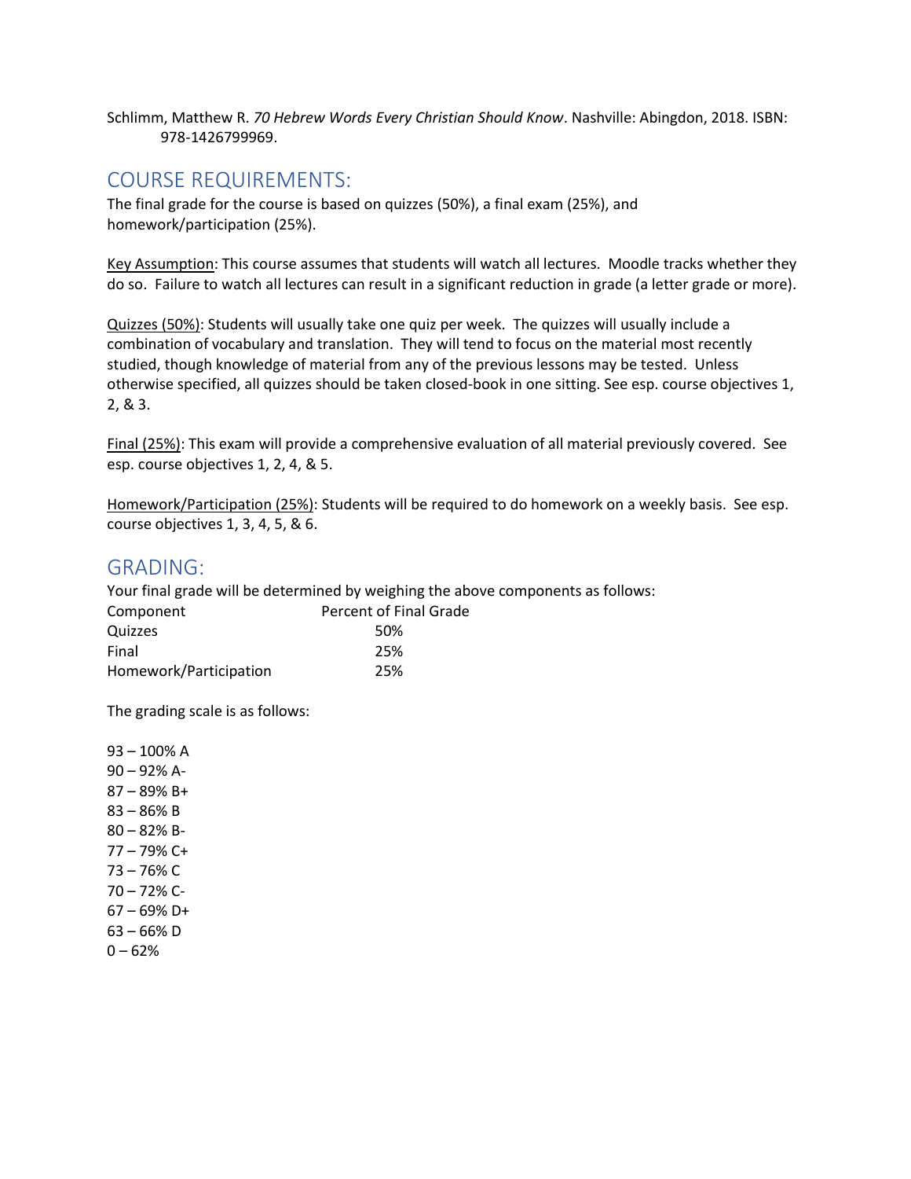Schlimm, Matthew R. *70 Hebrew Words Every Christian Should Know*. Nashville: Abingdon, 2018. ISBN: 978-1426799969.

## COURSE REQUIREMENTS:

The final grade for the course is based on quizzes (50%), a final exam (25%), and homework/participation (25%).

Key Assumption: This course assumes that students will watch all lectures. Moodle tracks whether they do so. Failure to watch all lectures can result in a significant reduction in grade (a letter grade or more).

Quizzes (50%): Students will usually take one quiz per week. The quizzes will usually include a combination of vocabulary and translation. They will tend to focus on the material most recently studied, though knowledge of material from any of the previous lessons may be tested. Unless otherwise specified, all quizzes should be taken closed-book in one sitting. See esp. course objectives 1, 2, & 3.

Final (25%): This exam will provide a comprehensive evaluation of all material previously covered. See esp. course objectives 1, 2, 4, & 5.

Homework/Participation (25%): Students will be required to do homework on a weekly basis. See esp. course objectives 1, 3, 4, 5, & 6.

## GRADING:

Your final grade will be determined by weighing the above components as follows:

| Component | Percent of Final Grade |
|---|---|
| Quizzes | 50% |
| Final | 25% |
| Homework/Participation | 25% |

The grading scale is as follows:

93 – 100% A
90 – 92% A-
87 – 89% B+
83 – 86% B
80 – 82% B-
77 – 79% C+
73 – 76% C
70 – 72% C-
67 – 69% D+
63 – 66% D
0 – 62%